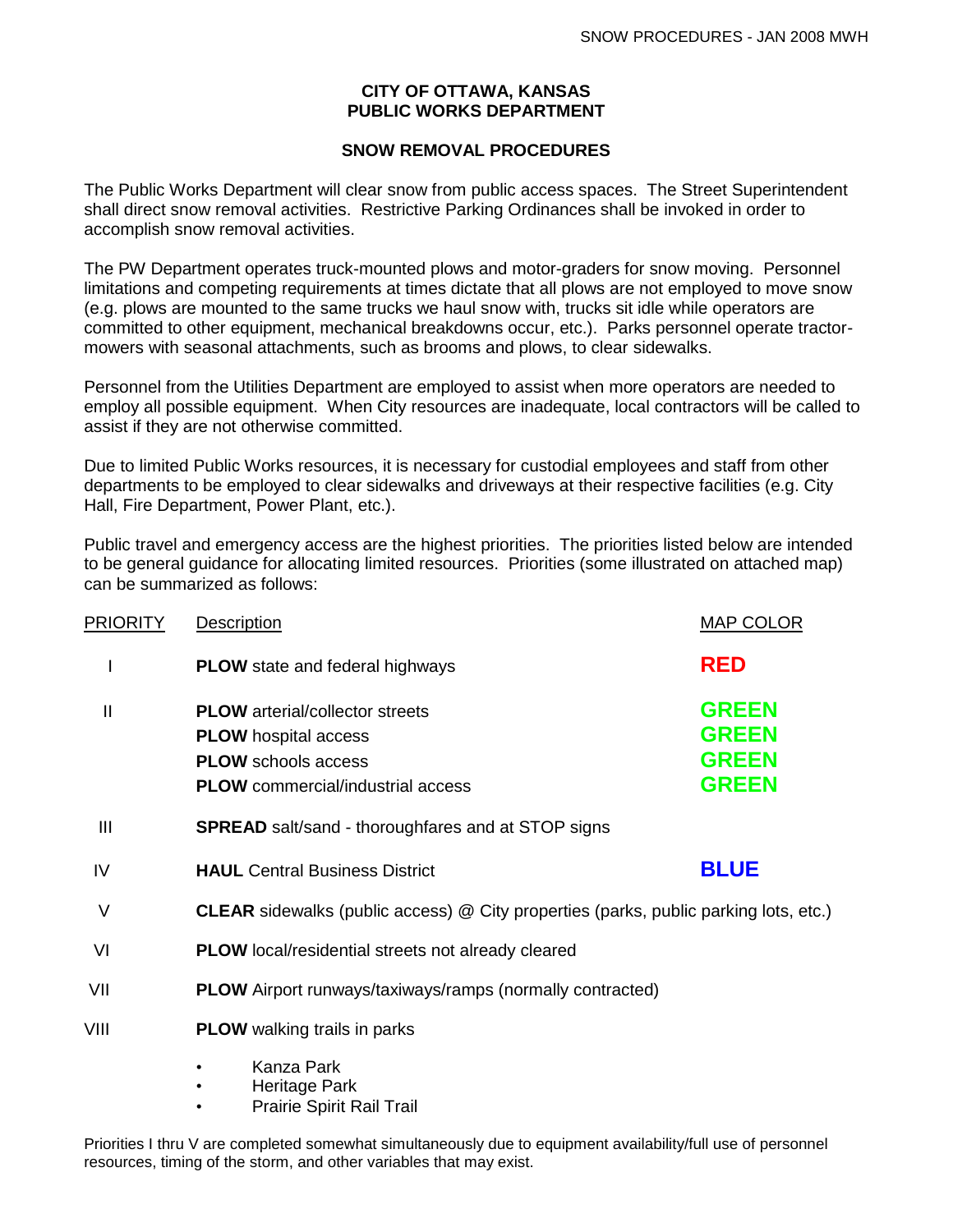# CITY OF OTTAWA, KANSAS
# PUBLIC WORKS DEPARTMENT

## SNOW REMOVAL PROCEDURES

The Public Works Department will clear snow from public access spaces. The Street Superintendent shall direct snow removal activities. Restrictive Parking Ordinances shall be invoked in order to accomplish snow removal activities.

The PW Department operates truck-mounted plows and motor-graders for snow moving. Personnel limitations and competing requirements at times dictate that all plows are not employed to move snow (e.g. plows are mounted to the same trucks we haul snow with, trucks sit idle while operators are committed to other equipment, mechanical breakdowns occur, etc.). Parks personnel operate tractor-mowers with seasonal attachments, such as brooms and plows, to clear sidewalks.

Personnel from the Utilities Department are employed to assist when more operators are needed to employ all possible equipment. When City resources are inadequate, local contractors will be called to assist if they are not otherwise committed.

Due to limited Public Works resources, it is necessary for custodial employees and staff from other departments to be employed to clear sidewalks and driveways at their respective facilities (e.g. City Hall, Fire Department, Power Plant, etc.).

Public travel and emergency access are the highest priorities. The priorities listed below are intended to be general guidance for allocating limited resources. Priorities (some illustrated on attached map) can be summarized as follows:

| PRIORITY | Description | MAP COLOR |
|---|---|---|
| I | **PLOW** state and federal highways | **RED** |
| II | **PLOW** arterial/collector streets | **GREEN** |
| | **PLOW** hospital access | **GREEN** |
| | **PLOW** schools access | **GREEN** |
| | **PLOW** commercial/industrial access | **GREEN** |
| III | **SPREAD** salt/sand - thoroughfares and at STOP signs | |
| IV | **HAUL** Central Business District | **BLUE** |
| V | **CLEAR** sidewalks (public access) @ City properties (parks, public parking lots, etc.) | |
| VI | **PLOW** local/residential streets not already cleared | |
| VII | **PLOW** Airport runways/taxiways/ramps (normally contracted) | |
| VIII | **PLOW** walking trails in parks<br>• Kanza Park<br>• Heritage Park<br>• Prairie Spirit Rail Trail | |

Priorities I thru V are completed somewhat simultaneously due to equipment availability/full use of personnel resources, timing of the storm, and other variables that may exist.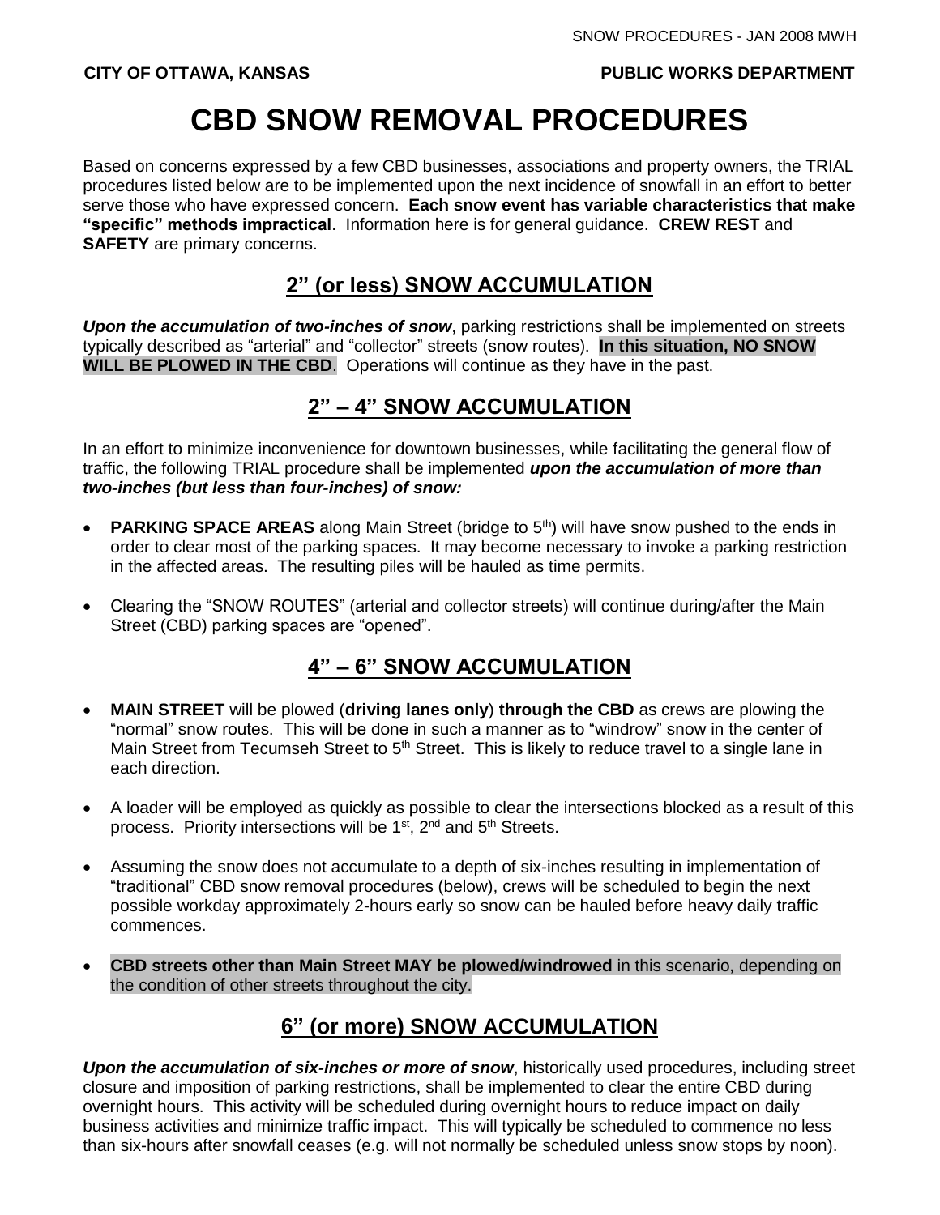**CITY OF OTTAWA, KANSAS** **PUBLIC WORKS DEPARTMENT**

# CBD SNOW REMOVAL PROCEDURES

Based on concerns expressed by a few CBD businesses, associations and property owners, the TRIAL procedures listed below are to be implemented upon the next incidence of snowfall in an effort to better serve those who have expressed concern. **Each snow event has variable characteristics that make "specific" methods impractical**. Information here is for general guidance. **CREW REST** and **SAFETY** are primary concerns.

## 2" (or less) SNOW ACCUMULATION

***Upon the accumulation of two-inches of snow***, parking restrictions shall be implemented on streets typically described as "arterial" and "collector" streets (snow routes). **In this situation, NO SNOW WILL BE PLOWED IN THE CBD**. Operations will continue as they have in the past.

## 2" – 4" SNOW ACCUMULATION

In an effort to minimize inconvenience for downtown businesses, while facilitating the general flow of traffic, the following TRIAL procedure shall be implemented ***upon the accumulation of more than two-inches (but less than four-inches) of snow:***

- **PARKING SPACE AREAS** along Main Street (bridge to 5th) will have snow pushed to the ends in order to clear most of the parking spaces. It may become necessary to invoke a parking restriction in the affected areas. The resulting piles will be hauled as time permits.
- Clearing the "SNOW ROUTES" (arterial and collector streets) will continue during/after the Main Street (CBD) parking spaces are "opened".

## 4" – 6" SNOW ACCUMULATION

- **MAIN STREET** will be plowed (**driving lanes only**) **through the CBD** as crews are plowing the "normal" snow routes. This will be done in such a manner as to "windrow" snow in the center of Main Street from Tecumseh Street to 5th Street. This is likely to reduce travel to a single lane in each direction.
- A loader will be employed as quickly as possible to clear the intersections blocked as a result of this process. Priority intersections will be 1st, 2nd and 5th Streets.
- Assuming the snow does not accumulate to a depth of six-inches resulting in implementation of "traditional" CBD snow removal procedures (below), crews will be scheduled to begin the next possible workday approximately 2-hours early so snow can be hauled before heavy daily traffic commences.
- **CBD streets other than Main Street MAY be plowed/windrowed** in this scenario, depending on the condition of other streets throughout the city.

## 6" (or more) SNOW ACCUMULATION

***Upon the accumulation of six-inches or more of snow***, historically used procedures, including street closure and imposition of parking restrictions, shall be implemented to clear the entire CBD during overnight hours. This activity will be scheduled during overnight hours to reduce impact on daily business activities and minimize traffic impact. This will typically be scheduled to commence no less than six-hours after snowfall ceases (e.g. will not normally be scheduled unless snow stops by noon).